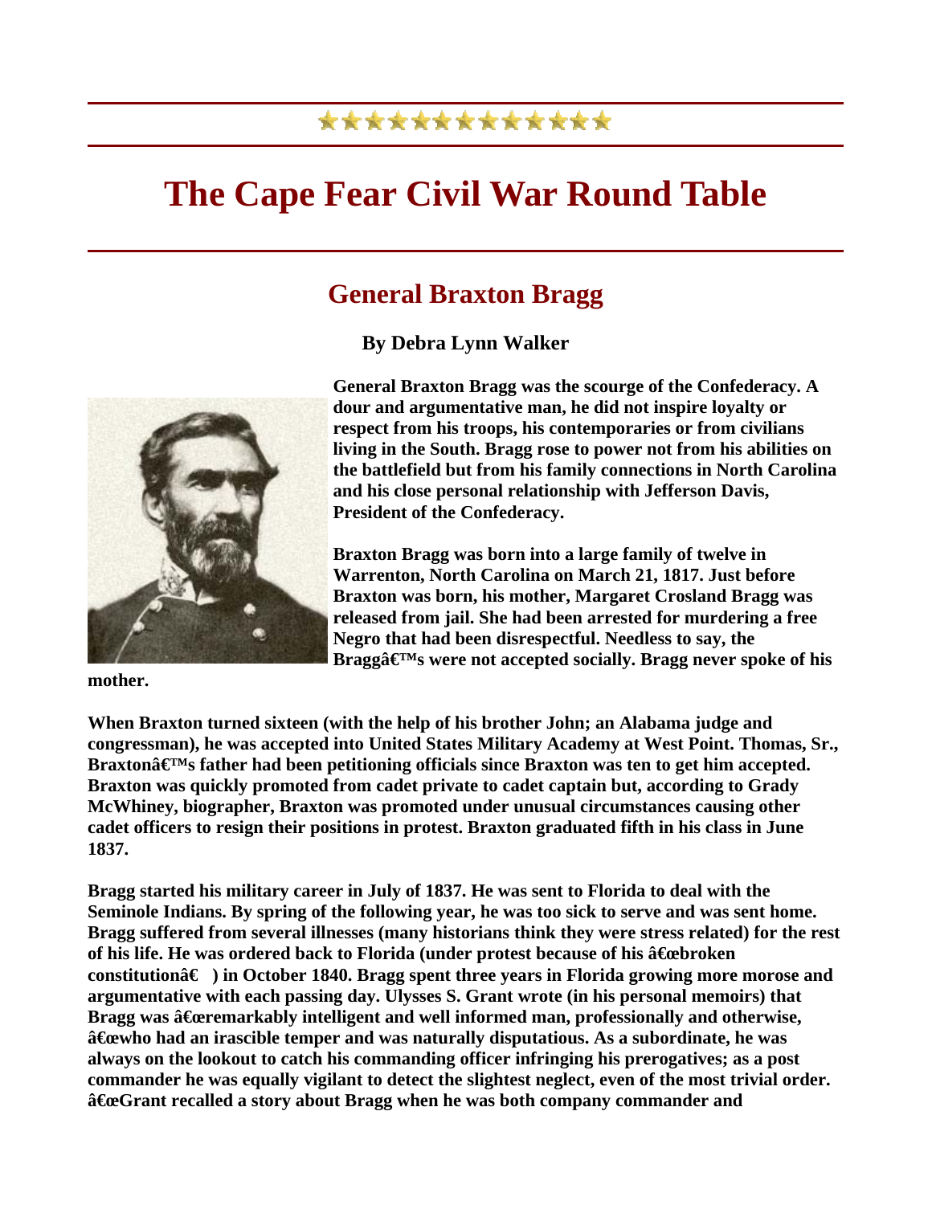# The Cape Fear Civil War Round Table

## General Braxton Bragg

**By Debra Lynn Walker**

**General Braxton Bragg was the scourge of the Confederacy. A dour and argumentative man, he did not inspire loyalty or respect from his troops, his contemporaries or from civilians living in the South. Bragg rose to power not from his abilities on the battlefield but from his family connections in North Carolina and his close personal relationship with Jefferson Davis, President of the Confederacy.**

**Braxton Bragg was born into a large family of twelve in Warrenton, North Carolina on March 21, 1817. Just before Braxton was born, his mother, Margaret Crosland Bragg was released from jail. She had been arrested for murdering a free Negro that had been disrespectful. Needless to say, the Braggâ€™s were not accepted socially. Bragg never spoke of his mother.**

**When Braxton turned sixteen (with the help of his brother John; an Alabama judge and congressman), he was accepted into United States Military Academy at West Point. Thomas, Sr., Braxtonâ€™s father had been petitioning officials since Braxton was ten to get him accepted. Braxton was quickly promoted from cadet private to cadet captain but, according to Grady McWhiney, biographer, Braxton was promoted under unusual circumstances causing other cadet officers to resign their positions in protest. Braxton graduated fifth in his class in June 1837.**

**Bragg started his military career in July of 1837. He was sent to Florida to deal with the Seminole Indians. By spring of the following year, he was too sick to serve and was sent home. Bragg suffered from several illnesses (many historians think they were stress related) for the rest of his life. He was ordered back to Florida (under protest because of his â€œbroken constitutionâ€ ) in October 1840. Bragg spent three years in Florida growing more morose and argumentative with each passing day. Ulysses S. Grant wrote (in his personal memoirs) that Bragg was â€œremarkably intelligent and well informed man, professionally and otherwise, â€œwho had an irascible temper and was naturally disputatious. As a subordinate, he was always on the lookout to catch his commanding officer infringing his prerogatives; as a post commander he was equally vigilant to detect the slightest neglect, even of the most trivial order. â€œGrant recalled a story about Bragg when he was both company commander and**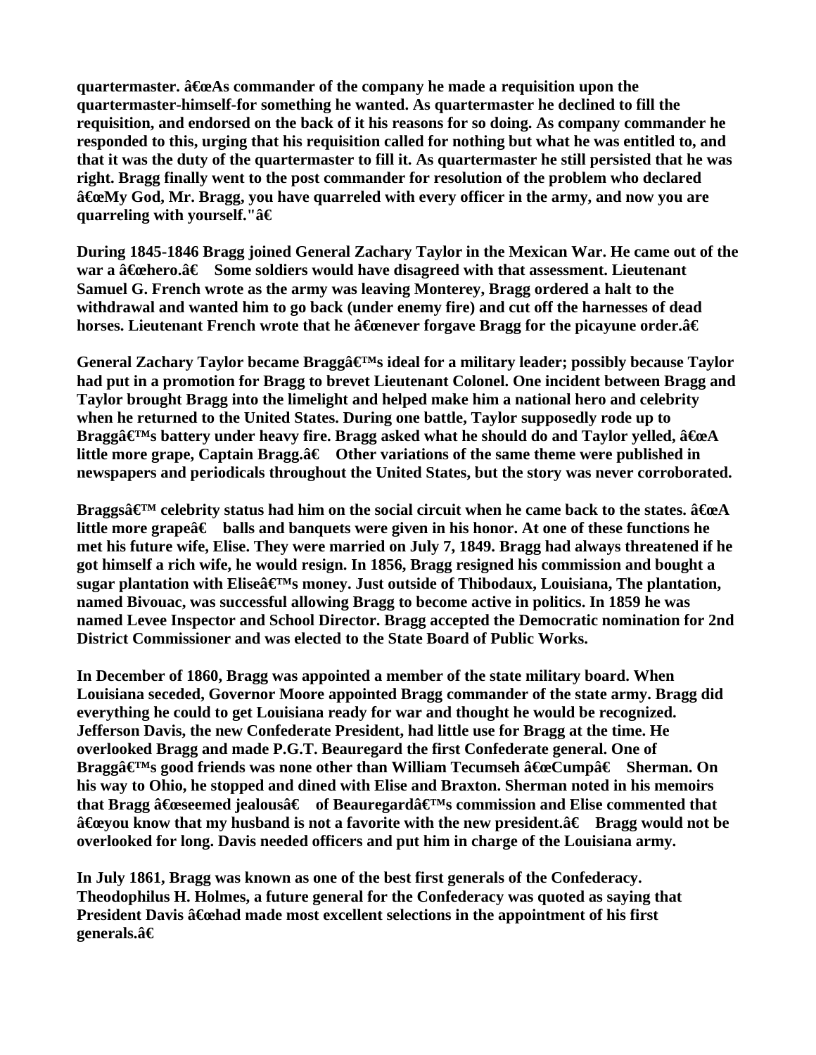**quartermaster. â€œAs commander of the company he made a requisition upon the quartermaster-himself-for something he wanted. As quartermaster he declined to fill the requisition, and endorsed on the back of it his reasons for so doing. As company commander he responded to this, urging that his requisition called for nothing but what he was entitled to, and that it was the duty of the quartermaster to fill it. As quartermaster he still persisted that he was right. Bragg finally went to the post commander for resolution of the problem who declared â€œMy God, Mr. Bragg, you have quarreled with every officer in the army, and now you are quarreling with yourself."â€**

**During 1845-1846 Bragg joined General Zachary Taylor in the Mexican War. He came out of the war a â€œhero.â€ Some soldiers would have disagreed with that assessment. Lieutenant Samuel G. French wrote as the army was leaving Monterey, Bragg ordered a halt to the withdrawal and wanted him to go back (under enemy fire) and cut off the harnesses of dead horses. Lieutenant French wrote that he â€œnever forgave Bragg for the picayune order.â€**

**General Zachary Taylor became Braggâ€™s ideal for a military leader; possibly because Taylor had put in a promotion for Bragg to brevet Lieutenant Colonel. One incident between Bragg and Taylor brought Bragg into the limelight and helped make him a national hero and celebrity when he returned to the United States. During one battle, Taylor supposedly rode up to Braggâ€™s battery under heavy fire. Bragg asked what he should do and Taylor yelled, â€œA little more grape, Captain Bragg.â€ Other variations of the same theme were published in newspapers and periodicals throughout the United States, but the story was never corroborated.**

**Braggsâ€™ celebrity status had him on the social circuit when he came back to the states. â€œA little more grapeâ€ balls and banquets were given in his honor. At one of these functions he met his future wife, Elise. They were married on July 7, 1849. Bragg had always threatened if he got himself a rich wife, he would resign. In 1856, Bragg resigned his commission and bought a sugar plantation with Eliseâ€™s money. Just outside of Thibodaux, Louisiana, The plantation, named Bivouac, was successful allowing Bragg to become active in politics. In 1859 he was named Levee Inspector and School Director. Bragg accepted the Democratic nomination for 2nd District Commissioner and was elected to the State Board of Public Works.**

**In December of 1860, Bragg was appointed a member of the state military board. When Louisiana seceded, Governor Moore appointed Bragg commander of the state army. Bragg did everything he could to get Louisiana ready for war and thought he would be recognized. Jefferson Davis, the new Confederate President, had little use for Bragg at the time. He overlooked Bragg and made P.G.T. Beauregard the first Confederate general. One of Braggâ€™s good friends was none other than William Tecumseh â€œCumpâ€ Sherman. On his way to Ohio, he stopped and dined with Elise and Braxton. Sherman noted in his memoirs that Bragg â€œseemed jealousâ€ of Beauregardâ€™s commission and Elise commented that â€œyou know that my husband is not a favorite with the new president.â€ Bragg would not be overlooked for long. Davis needed officers and put him in charge of the Louisiana army.**

**In July 1861, Bragg was known as one of the best first generals of the Confederacy. Theodophilus H. Holmes, a future general for the Confederacy was quoted as saying that President Davis â€œhad made most excellent selections in the appointment of his first generals.â€**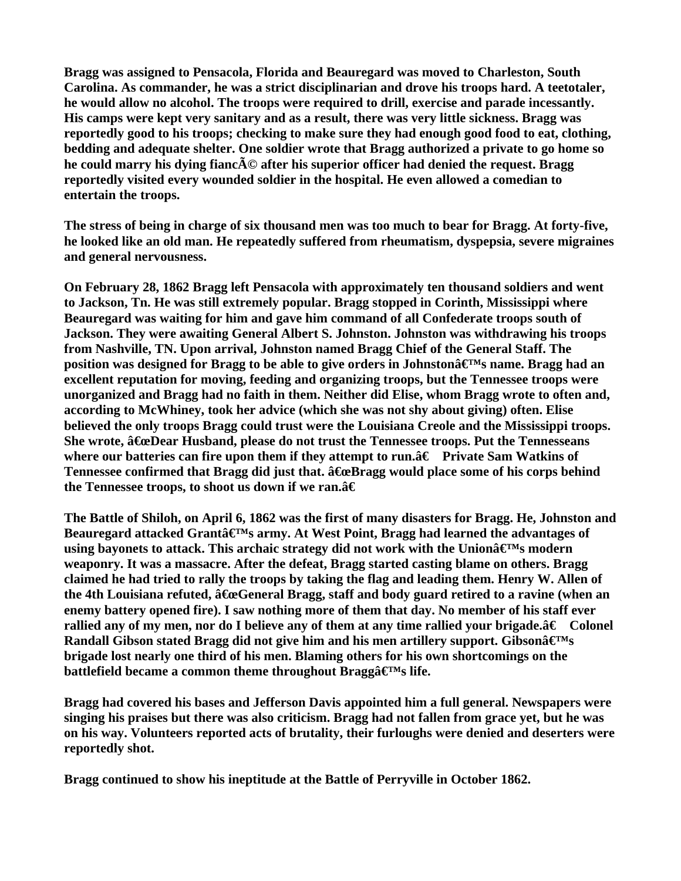**Bragg was assigned to Pensacola, Florida and Beauregard was moved to Charleston, South Carolina. As commander, he was a strict disciplinarian and drove his troops hard. A teetotaler, he would allow no alcohol. The troops were required to drill, exercise and parade incessantly. His camps were kept very sanitary and as a result, there was very little sickness. Bragg was reportedly good to his troops; checking to make sure they had enough good food to eat, clothing, bedding and adequate shelter. One soldier wrote that Bragg authorized a private to go home so he could marry his dying fiancé after his superior officer had denied the request. Bragg reportedly visited every wounded soldier in the hospital. He even allowed a comedian to entertain the troops.**

**The stress of being in charge of six thousand men was too much to bear for Bragg. At forty-five, he looked like an old man. He repeatedly suffered from rheumatism, dyspepsia, severe migraines and general nervousness.**

**On February 28, 1862 Bragg left Pensacola with approximately ten thousand soldiers and went to Jackson, Tn. He was still extremely popular. Bragg stopped in Corinth, Mississippi where Beauregard was waiting for him and gave him command of all Confederate troops south of Jackson. They were awaiting General Albert S. Johnston. Johnston was withdrawing his troops from Nashville, TN. Upon arrival, Johnston named Bragg Chief of the General Staff. The position was designed for Bragg to be able to give orders in Johnston's name. Bragg had an excellent reputation for moving, feeding and organizing troops, but the Tennessee troops were unorganized and Bragg had no faith in them. Neither did Elise, whom Bragg wrote to often and, according to McWhiney, took her advice (which she was not shy about giving) often. Elise believed the only troops Bragg could trust were the Louisiana Creole and the Mississippi troops. She wrote, "Dear Husband, please do not trust the Tennessee troops. Put the Tennesseans where our batteries can fire upon them if they attempt to run." Private Sam Watkins of Tennessee confirmed that Bragg did just that. "Bragg would place some of his corps behind the Tennessee troops, to shoot us down if we ran."**

**The Battle of Shiloh, on April 6, 1862 was the first of many disasters for Bragg. He, Johnston and Beauregard attacked Grant's army. At West Point, Bragg had learned the advantages of using bayonets to attack. This archaic strategy did not work with the Union's modern weaponry. It was a massacre. After the defeat, Bragg started casting blame on others. Bragg claimed he had tried to rally the troops by taking the flag and leading them. Henry W. Allen of the 4th Louisiana refuted, "General Bragg, staff and body guard retired to a ravine (when an enemy battery opened fire). I saw nothing more of them that day. No member of his staff ever rallied any of my men, nor do I believe any of them at any time rallied your brigade." Colonel Randall Gibson stated Bragg did not give him and his men artillery support. Gibson's brigade lost nearly one third of his men. Blaming others for his own shortcomings on the battlefield became a common theme throughout Bragg's life.**

**Bragg had covered his bases and Jefferson Davis appointed him a full general. Newspapers were singing his praises but there was also criticism. Bragg had not fallen from grace yet, but he was on his way. Volunteers reported acts of brutality, their furloughs were denied and deserters were reportedly shot.**

**Bragg continued to show his ineptitude at the Battle of Perryville in October 1862.**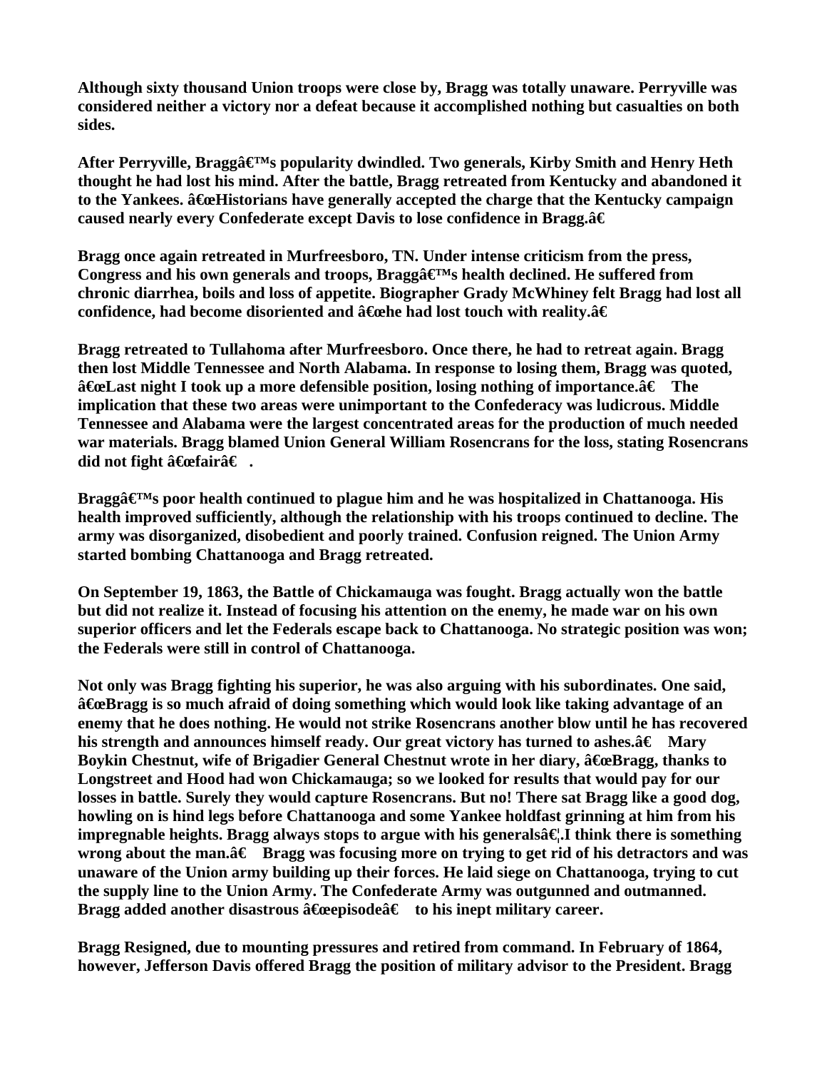**Although sixty thousand Union troops were close by, Bragg was totally unaware. Perryville was considered neither a victory nor a defeat because it accomplished nothing but casualties on both sides.**

**After Perryville, Braggâ€™s popularity dwindled. Two generals, Kirby Smith and Henry Heth thought he had lost his mind. After the battle, Bragg retreated from Kentucky and abandoned it to the Yankees. â€œHistorians have generally accepted the charge that the Kentucky campaign caused nearly every Confederate except Davis to lose confidence in Bragg.â€**

**Bragg once again retreated in Murfreesboro, TN. Under intense criticism from the press, Congress and his own generals and troops, Braggâ€™s health declined. He suffered from chronic diarrhea, boils and loss of appetite. Biographer Grady McWhiney felt Bragg had lost all confidence, had become disoriented and â€œhe had lost touch with reality.â€**

**Bragg retreated to Tullahoma after Murfreesboro. Once there, he had to retreat again. Bragg then lost Middle Tennessee and North Alabama. In response to losing them, Bragg was quoted, â€œLast night I took up a more defensible position, losing nothing of importance.â€ The implication that these two areas were unimportant to the Confederacy was ludicrous. Middle Tennessee and Alabama were the largest concentrated areas for the production of much needed war materials. Bragg blamed Union General William Rosencrans for the loss, stating Rosencrans did not fight â€œfairâ€ .**

**Braggâ€™s poor health continued to plague him and he was hospitalized in Chattanooga. His health improved sufficiently, although the relationship with his troops continued to decline. The army was disorganized, disobedient and poorly trained. Confusion reigned. The Union Army started bombing Chattanooga and Bragg retreated.**

**On September 19, 1863, the Battle of Chickamauga was fought. Bragg actually won the battle but did not realize it. Instead of focusing his attention on the enemy, he made war on his own superior officers and let the Federals escape back to Chattanooga. No strategic position was won; the Federals were still in control of Chattanooga.**

**Not only was Bragg fighting his superior, he was also arguing with his subordinates. One said, â€œBragg is so much afraid of doing something which would look like taking advantage of an enemy that he does nothing. He would not strike Rosencrans another blow until he has recovered his strength and announces himself ready. Our great victory has turned to ashes.â€ Mary Boykin Chestnut, wife of Brigadier General Chestnut wrote in her diary, â€œBragg, thanks to Longstreet and Hood had won Chickamauga; so we looked for results that would pay for our losses in battle. Surely they would capture Rosencrans. But no! There sat Bragg like a good dog, howling on is hind legs before Chattanooga and some Yankee holdfast grinning at him from his impregnable heights. Bragg always stops to argue with his generalsâ€¦.I think there is something wrong about the man.â€ Bragg was focusing more on trying to get rid of his detractors and was unaware of the Union army building up their forces. He laid siege on Chattanooga, trying to cut the supply line to the Union Army. The Confederate Army was outgunned and outmanned. Bragg added another disastrous â€œepisodeâ€ to his inept military career.**

**Bragg Resigned, due to mounting pressures and retired from command. In February of 1864, however, Jefferson Davis offered Bragg the position of military advisor to the President. Bragg**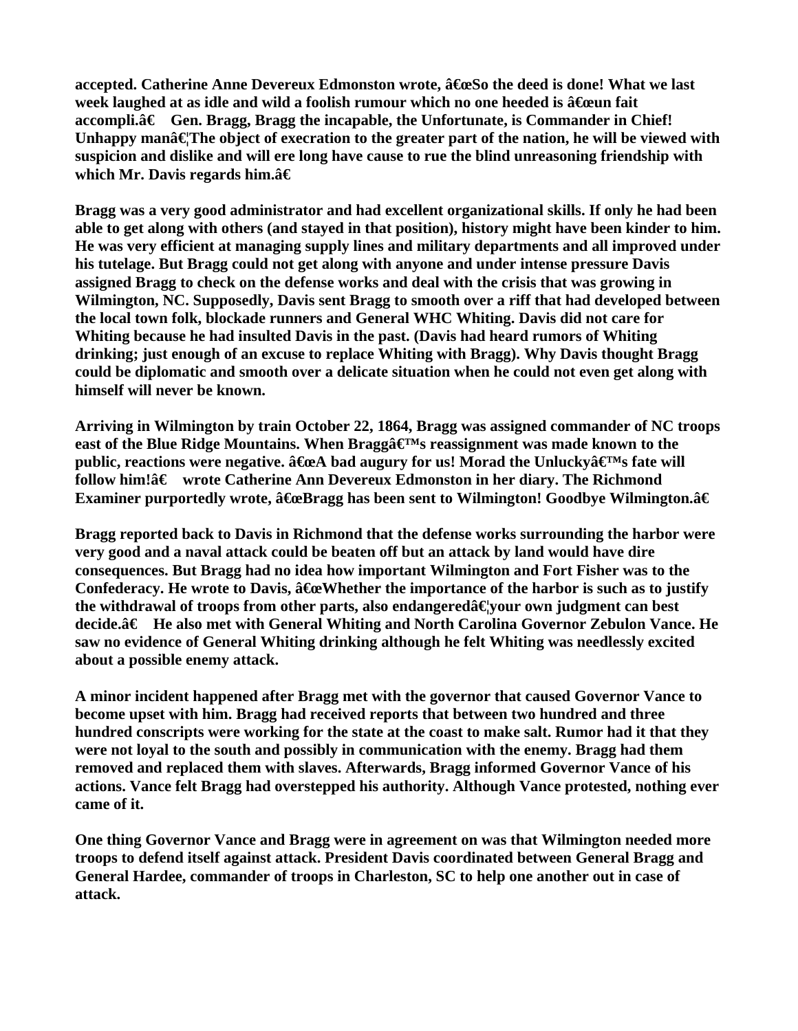**accepted. Catherine Anne Devereux Edmonston wrote, â€œSo the deed is done! What we last week laughed at as idle and wild a foolish rumour which no one heeded is â€œun fait accompli.â€ Gen. Bragg, Bragg the incapable, the Unfortunate, is Commander in Chief! Unhappy manâ€¦The object of execration to the greater part of the nation, he will be viewed with suspicion and dislike and will ere long have cause to rue the blind unreasoning friendship with which Mr. Davis regards him.â€**

**Bragg was a very good administrator and had excellent organizational skills. If only he had been able to get along with others (and stayed in that position), history might have been kinder to him. He was very efficient at managing supply lines and military departments and all improved under his tutelage. But Bragg could not get along with anyone and under intense pressure Davis assigned Bragg to check on the defense works and deal with the crisis that was growing in Wilmington, NC. Supposedly, Davis sent Bragg to smooth over a riff that had developed between the local town folk, blockade runners and General WHC Whiting. Davis did not care for Whiting because he had insulted Davis in the past. (Davis had heard rumors of Whiting drinking; just enough of an excuse to replace Whiting with Bragg). Why Davis thought Bragg could be diplomatic and smooth over a delicate situation when he could not even get along with himself will never be known.**

**Arriving in Wilmington by train October 22, 1864, Bragg was assigned commander of NC troops east of the Blue Ridge Mountains. When Braggâ€™s reassignment was made known to the public, reactions were negative. â€œA bad augury for us! Morad the Unluckyâ€™s fate will follow him!â€ wrote Catherine Ann Devereux Edmonston in her diary. The Richmond Examiner purportedly wrote, â€œBragg has been sent to Wilmington! Goodbye Wilmington.â€**

**Bragg reported back to Davis in Richmond that the defense works surrounding the harbor were very good and a naval attack could be beaten off but an attack by land would have dire consequences. But Bragg had no idea how important Wilmington and Fort Fisher was to the Confederacy. He wrote to Davis, â€œWhether the importance of the harbor is such as to justify the withdrawal of troops from other parts, also endangeredâ€¦your own judgment can best decide.â€ He also met with General Whiting and North Carolina Governor Zebulon Vance. He saw no evidence of General Whiting drinking although he felt Whiting was needlessly excited about a possible enemy attack.**

**A minor incident happened after Bragg met with the governor that caused Governor Vance to become upset with him. Bragg had received reports that between two hundred and three hundred conscripts were working for the state at the coast to make salt. Rumor had it that they were not loyal to the south and possibly in communication with the enemy. Bragg had them removed and replaced them with slaves. Afterwards, Bragg informed Governor Vance of his actions. Vance felt Bragg had overstepped his authority. Although Vance protested, nothing ever came of it.**

**One thing Governor Vance and Bragg were in agreement on was that Wilmington needed more troops to defend itself against attack. President Davis coordinated between General Bragg and General Hardee, commander of troops in Charleston, SC to help one another out in case of attack.**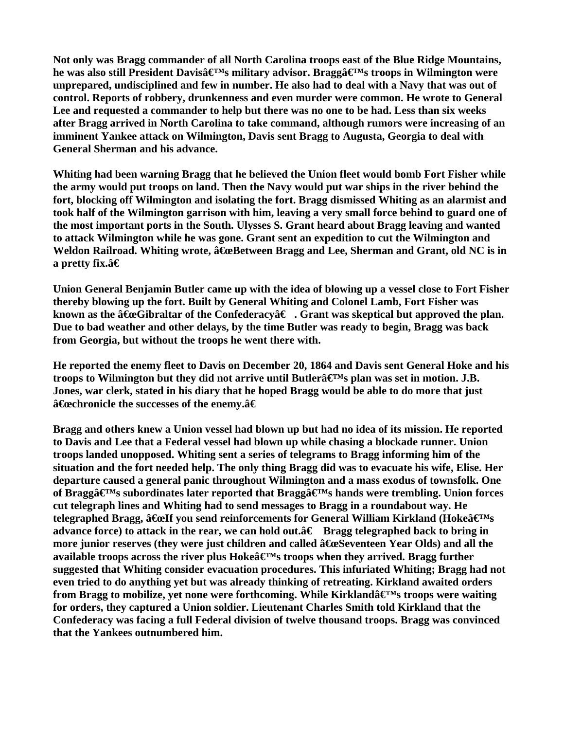Not only was Bragg commander of all North Carolina troops east of the Blue Ridge Mountains, he was also still President Davisâ€™s military advisor. Braggâ€™s troops in Wilmington were unprepared, undisciplined and few in number. He also had to deal with a Navy that was out of control. Reports of robbery, drunkenness and even murder were common. He wrote to General Lee and requested a commander to help but there was no one to be had. Less than six weeks after Bragg arrived in North Carolina to take command, although rumors were increasing of an imminent Yankee attack on Wilmington, Davis sent Bragg to Augusta, Georgia to deal with General Sherman and his advance.

Whiting had been warning Bragg that he believed the Union fleet would bomb Fort Fisher while the army would put troops on land. Then the Navy would put war ships in the river behind the fort, blocking off Wilmington and isolating the fort. Bragg dismissed Whiting as an alarmist and took half of the Wilmington garrison with him, leaving a very small force behind to guard one of the most important ports in the South. Ulysses S. Grant heard about Bragg leaving and wanted to attack Wilmington while he was gone. Grant sent an expedition to cut the Wilmington and Weldon Railroad. Whiting wrote, â€œBetween Bragg and Lee, Sherman and Grant, old NC is in a pretty fix.â€

Union General Benjamin Butler came up with the idea of blowing up a vessel close to Fort Fisher thereby blowing up the fort. Built by General Whiting and Colonel Lamb, Fort Fisher was known as the â€œGibraltar of the Confederacyâ€ . Grant was skeptical but approved the plan. Due to bad weather and other delays, by the time Butler was ready to begin, Bragg was back from Georgia, but without the troops he went there with.

He reported the enemy fleet to Davis on December 20, 1864 and Davis sent General Hoke and his troops to Wilmington but they did not arrive until Butlerâ€™s plan was set in motion. J.B. Jones, war clerk, stated in his diary that he hoped Bragg would be able to do more that just â€œchronicle the successes of the enemy.â€

Bragg and others knew a Union vessel had blown up but had no idea of its mission. He reported to Davis and Lee that a Federal vessel had blown up while chasing a blockade runner. Union troops landed unopposed. Whiting sent a series of telegrams to Bragg informing him of the situation and the fort needed help. The only thing Bragg did was to evacuate his wife, Elise. Her departure caused a general panic throughout Wilmington and a mass exodus of townsfolk. One of Braggâ€™s subordinates later reported that Braggâ€™s hands were trembling. Union forces cut telegraph lines and Whiting had to send messages to Bragg in a roundabout way. He telegraphed Bragg, â€œIf you send reinforcements for General William Kirkland (Hokeâ€™s advance force) to attack in the rear, we can hold out.â€ Bragg telegraphed back to bring in more junior reserves (they were just children and called â€œSeventeen Year Olds) and all the available troops across the river plus Hokeâ€™s troops when they arrived. Bragg further suggested that Whiting consider evacuation procedures. This infuriated Whiting; Bragg had not even tried to do anything yet but was already thinking of retreating. Kirkland awaited orders from Bragg to mobilize, yet none were forthcoming. While Kirklandâ€™s troops were waiting for orders, they captured a Union soldier. Lieutenant Charles Smith told Kirkland that the Confederacy was facing a full Federal division of twelve thousand troops. Bragg was convinced that the Yankees outnumbered him.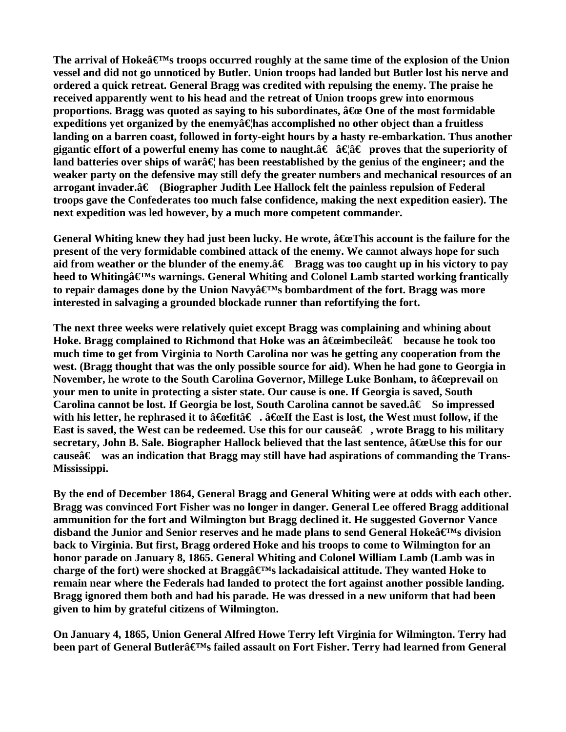The arrival of Hokeâ€™s troops occurred roughly at the same time of the explosion of the Union vessel and did not go unnoticed by Butler. Union troops had landed but Butler lost his nerve and ordered a quick retreat. General Bragg was credited with repulsing the enemy. The praise he received apparently went to his head and the retreat of Union troops grew into enormous proportions. Bragg was quoted as saying to his subordinates, â€œ One of the most formidable expeditions yet organized by the enemyâ€¦has accomplished no other object than a fruitless landing on a barren coast, followed in forty-eight hours by a hasty re-embarkation. Thus another gigantic effort of a powerful enemy has come to naught.â€ â€¦â€ proves that the superiority of land batteries over ships of warâ€¦ has been reestablished by the genius of the engineer; and the weaker party on the defensive may still defy the greater numbers and mechanical resources of an arrogant invader.â€ (Biographer Judith Lee Hallock felt the painless repulsion of Federal troops gave the Confederates too much false confidence, making the next expedition easier). The next expedition was led however, by a much more competent commander.

General Whiting knew they had just been lucky. He wrote, â€œThis account is the failure for the present of the very formidable combined attack of the enemy. We cannot always hope for such aid from weather or the blunder of the enemy.â€ Bragg was too caught up in his victory to pay heed to Whitingâ€™s warnings. General Whiting and Colonel Lamb started working frantically to repair damages done by the Union Navyâ€™s bombardment of the fort. Bragg was more interested in salvaging a grounded blockade runner than refortifying the fort.

The next three weeks were relatively quiet except Bragg was complaining and whining about Hoke. Bragg complained to Richmond that Hoke was an â€œimbecileâ€ because he took too much time to get from Virginia to North Carolina nor was he getting any cooperation from the west. (Bragg thought that was the only possible source for aid). When he had gone to Georgia in November, he wrote to the South Carolina Governor, Millege Luke Bonham, to â€œprevail on your men to unite in protecting a sister state. Our cause is one. If Georgia is saved, South Carolina cannot be lost. If Georgia be lost, South Carolina cannot be saved.â€ So impressed with his letter, he rephrased it to â€œfitâ€ . â€œIf the East is lost, the West must follow, if the East is saved, the West can be redeemed. Use this for our causeâ€ , wrote Bragg to his military secretary, John B. Sale. Biographer Hallock believed that the last sentence, â€œUse this for our causeâ€ was an indication that Bragg may still have had aspirations of commanding the Trans-Mississippi.

By the end of December 1864, General Bragg and General Whiting were at odds with each other. Bragg was convinced Fort Fisher was no longer in danger. General Lee offered Bragg additional ammunition for the fort and Wilmington but Bragg declined it. He suggested Governor Vance disband the Junior and Senior reserves and he made plans to send General Hokeâ€™s division back to Virginia. But first, Bragg ordered Hoke and his troops to come to Wilmington for an honor parade on January 8, 1865. General Whiting and Colonel William Lamb (Lamb was in charge of the fort) were shocked at Braggâ€™s lackadaisical attitude. They wanted Hoke to remain near where the Federals had landed to protect the fort against another possible landing. Bragg ignored them both and had his parade. He was dressed in a new uniform that had been given to him by grateful citizens of Wilmington.

On January 4, 1865, Union General Alfred Howe Terry left Virginia for Wilmington. Terry had been part of General Butlerâ€™s failed assault on Fort Fisher. Terry had learned from General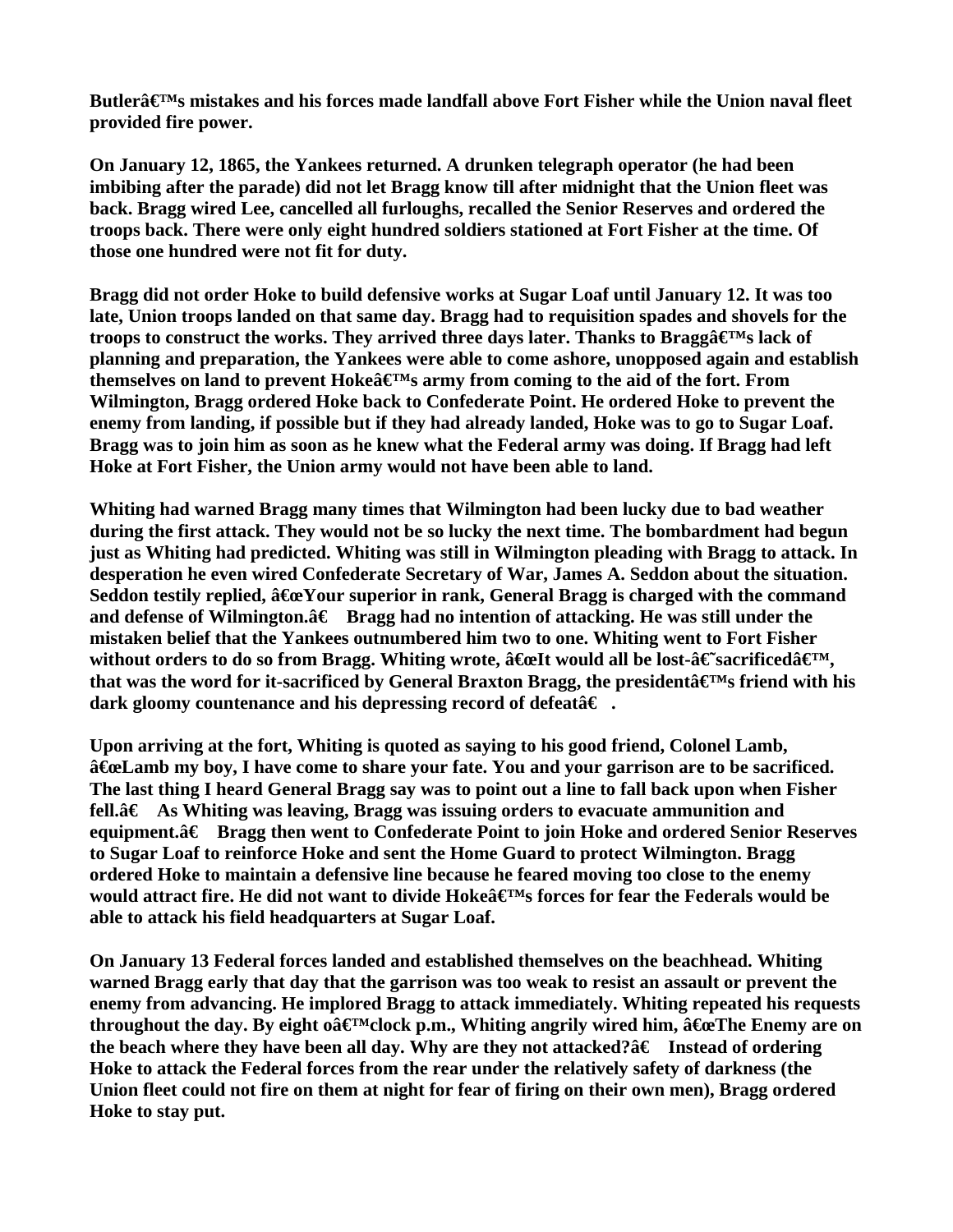**Butlerâ€™s mistakes and his forces made landfall above Fort Fisher while the Union naval fleet provided fire power.**

**On January 12, 1865, the Yankees returned. A drunken telegraph operator (he had been imbibing after the parade) did not let Bragg know till after midnight that the Union fleet was back. Bragg wired Lee, cancelled all furloughs, recalled the Senior Reserves and ordered the troops back. There were only eight hundred soldiers stationed at Fort Fisher at the time. Of those one hundred were not fit for duty.**

**Bragg did not order Hoke to build defensive works at Sugar Loaf until January 12. It was too late, Union troops landed on that same day. Bragg had to requisition spades and shovels for the troops to construct the works. They arrived three days later. Thanks to Braggâ€™s lack of planning and preparation, the Yankees were able to come ashore, unopposed again and establish themselves on land to prevent Hokeâ€™s army from coming to the aid of the fort. From Wilmington, Bragg ordered Hoke back to Confederate Point. He ordered Hoke to prevent the enemy from landing, if possible but if they had already landed, Hoke was to go to Sugar Loaf. Bragg was to join him as soon as he knew what the Federal army was doing. If Bragg had left Hoke at Fort Fisher, the Union army would not have been able to land.**

**Whiting had warned Bragg many times that Wilmington had been lucky due to bad weather during the first attack. They would not be so lucky the next time. The bombardment had begun just as Whiting had predicted. Whiting was still in Wilmington pleading with Bragg to attack. In desperation he even wired Confederate Secretary of War, James A. Seddon about the situation. Seddon testily replied, â€œYour superior in rank, General Bragg is charged with the command and defense of Wilmington.â€ Bragg had no intention of attacking. He was still under the mistaken belief that the Yankees outnumbered him two to one. Whiting went to Fort Fisher without orders to do so from Bragg. Whiting wrote, â€œIt would all be lost-â€˜sacrificedâ€™, that was the word for it-sacrificed by General Braxton Bragg, the presidentâ€™s friend with his dark gloomy countenance and his depressing record of defeatâ€ .**

**Upon arriving at the fort, Whiting is quoted as saying to his good friend, Colonel Lamb, â€œLamb my boy, I have come to share your fate. You and your garrison are to be sacrificed. The last thing I heard General Bragg say was to point out a line to fall back upon when Fisher fell.â€ As Whiting was leaving, Bragg was issuing orders to evacuate ammunition and equipment.â€ Bragg then went to Confederate Point to join Hoke and ordered Senior Reserves to Sugar Loaf to reinforce Hoke and sent the Home Guard to protect Wilmington. Bragg ordered Hoke to maintain a defensive line because he feared moving too close to the enemy would attract fire. He did not want to divide Hokeâ€™s forces for fear the Federals would be able to attack his field headquarters at Sugar Loaf.**

**On January 13 Federal forces landed and established themselves on the beachhead. Whiting warned Bragg early that day that the garrison was too weak to resist an assault or prevent the enemy from advancing. He implored Bragg to attack immediately. Whiting repeated his requests throughout the day. By eight oâ€™clock p.m., Whiting angrily wired him, â€œThe Enemy are on the beach where they have been all day. Why are they not attacked?â€ Instead of ordering Hoke to attack the Federal forces from the rear under the relatively safety of darkness (the Union fleet could not fire on them at night for fear of firing on their own men), Bragg ordered Hoke to stay put.**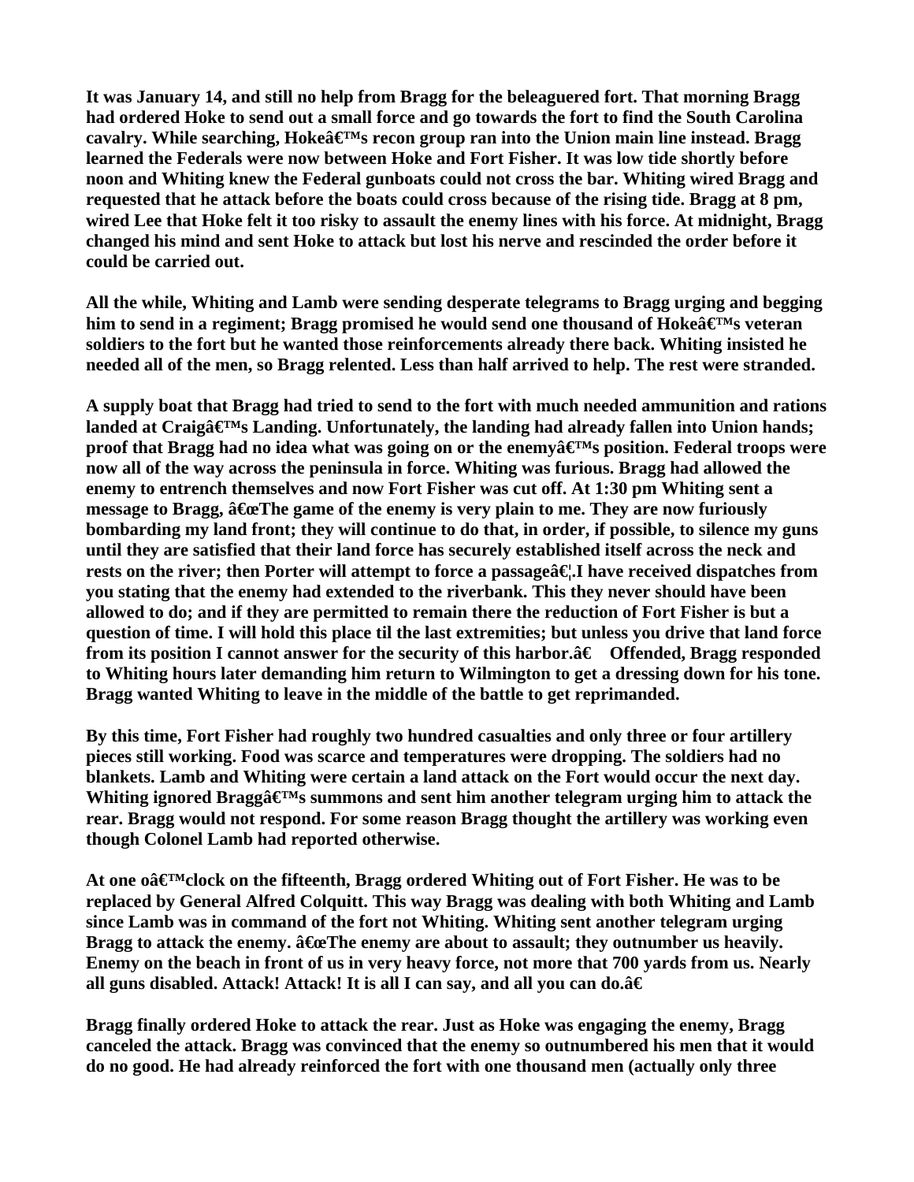**It was January 14, and still no help from Bragg for the beleaguered fort. That morning Bragg had ordered Hoke to send out a small force and go towards the fort to find the South Carolina cavalry. While searching, Hokeâ€™s recon group ran into the Union main line instead. Bragg learned the Federals were now between Hoke and Fort Fisher. It was low tide shortly before noon and Whiting knew the Federal gunboats could not cross the bar. Whiting wired Bragg and requested that he attack before the boats could cross because of the rising tide. Bragg at 8 pm, wired Lee that Hoke felt it too risky to assault the enemy lines with his force. At midnight, Bragg changed his mind and sent Hoke to attack but lost his nerve and rescinded the order before it could be carried out.**

**All the while, Whiting and Lamb were sending desperate telegrams to Bragg urging and begging him to send in a regiment; Bragg promised he would send one thousand of Hokeâ€™s veteran soldiers to the fort but he wanted those reinforcements already there back. Whiting insisted he needed all of the men, so Bragg relented. Less than half arrived to help. The rest were stranded.**

**A supply boat that Bragg had tried to send to the fort with much needed ammunition and rations landed at Craigâ€™s Landing. Unfortunately, the landing had already fallen into Union hands; proof that Bragg had no idea what was going on or the enemyâ€™s position. Federal troops were now all of the way across the peninsula in force. Whiting was furious. Bragg had allowed the enemy to entrench themselves and now Fort Fisher was cut off. At 1:30 pm Whiting sent a message to Bragg, â€œThe game of the enemy is very plain to me. They are now furiously bombarding my land front; they will continue to do that, in order, if possible, to silence my guns until they are satisfied that their land force has securely established itself across the neck and rests on the river; then Porter will attempt to force a passageâ€¦.I have received dispatches from you stating that the enemy had extended to the riverbank. This they never should have been allowed to do; and if they are permitted to remain there the reduction of Fort Fisher is but a question of time. I will hold this place til the last extremities; but unless you drive that land force from its position I cannot answer for the security of this harbor.â€ Offended, Bragg responded to Whiting hours later demanding him return to Wilmington to get a dressing down for his tone. Bragg wanted Whiting to leave in the middle of the battle to get reprimanded.**

**By this time, Fort Fisher had roughly two hundred casualties and only three or four artillery pieces still working. Food was scarce and temperatures were dropping. The soldiers had no blankets. Lamb and Whiting were certain a land attack on the Fort would occur the next day. Whiting ignored Braggâ€™s summons and sent him another telegram urging him to attack the rear. Bragg would not respond. For some reason Bragg thought the artillery was working even though Colonel Lamb had reported otherwise.**

**At one oâ€™clock on the fifteenth, Bragg ordered Whiting out of Fort Fisher. He was to be replaced by General Alfred Colquitt. This way Bragg was dealing with both Whiting and Lamb since Lamb was in command of the fort not Whiting. Whiting sent another telegram urging Bragg to attack the enemy. â€œThe enemy are about to assault; they outnumber us heavily. Enemy on the beach in front of us in very heavy force, not more that 700 yards from us. Nearly all guns disabled. Attack! Attack! It is all I can say, and all you can do.â€**

**Bragg finally ordered Hoke to attack the rear. Just as Hoke was engaging the enemy, Bragg canceled the attack. Bragg was convinced that the enemy so outnumbered his men that it would do no good. He had already reinforced the fort with one thousand men (actually only three**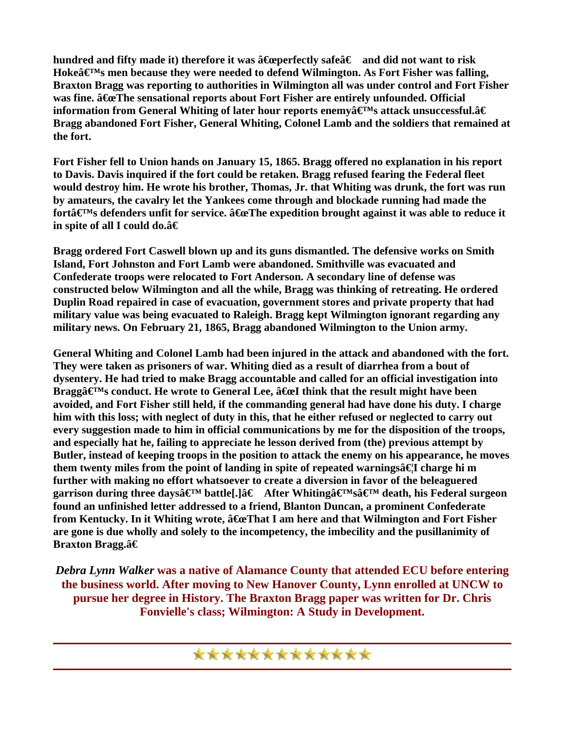**hundred and fifty made it) therefore it was â€œperfectly safeâ€  and did not want to risk Hokeâ€™s men because they were needed to defend Wilmington. As Fort Fisher was falling, Braxton Bragg was reporting to authorities in Wilmington all was under control and Fort Fisher was fine. â€œThe sensational reports about Fort Fisher are entirely unfounded. Official information from General Whiting of later hour reports enemyâ€™s attack unsuccessful.â€ Bragg abandoned Fort Fisher, General Whiting, Colonel Lamb and the soldiers that remained at the fort.**

**Fort Fisher fell to Union hands on January 15, 1865. Bragg offered no explanation in his report to Davis. Davis inquired if the fort could be retaken. Bragg refused fearing the Federal fleet would destroy him. He wrote his brother, Thomas, Jr. that Whiting was drunk, the fort was run by amateurs, the cavalry let the Yankees come through and blockade running had made the fortâ€™s defenders unfit for service. â€œThe expedition brought against it was able to reduce it in spite of all I could do.â€**

**Bragg ordered Fort Caswell blown up and its guns dismantled. The defensive works on Smith Island, Fort Johnston and Fort Lamb were abandoned. Smithville was evacuated and Confederate troops were relocated to Fort Anderson. A secondary line of defense was constructed below Wilmington and all the while, Bragg was thinking of retreating. He ordered Duplin Road repaired in case of evacuation, government stores and private property that had military value was being evacuated to Raleigh. Bragg kept Wilmington ignorant regarding any military news. On February 21, 1865, Bragg abandoned Wilmington to the Union army.**

**General Whiting and Colonel Lamb had been injured in the attack and abandoned with the fort. They were taken as prisoners of war. Whiting died as a result of diarrhea from a bout of dysentery. He had tried to make Bragg accountable and called for an official investigation into Braggâ€™s conduct. He wrote to General Lee, â€œI think that the result might have been avoided, and Fort Fisher still held, if the commanding general had have done his duty. I charge him with this loss; with neglect of duty in this, that he either refused or neglected to carry out every suggestion made to him in official communications by me for the disposition of the troops, and especially hat he, failing to appreciate he lesson derived from (the) previous attempt by Butler, instead of keeping troops in the position to attack the enemy on his appearance, he moves them twenty miles from the point of landing in spite of repeated warningsâ€¦I charge hi m further with making no effort whatsoever to create a diversion in favor of the beleaguered garrison during three daysâ€™ battle[.]â€  After Whitingâ€™sâ€™ death, his Federal surgeon found an unfinished letter addressed to a friend, Blanton Duncan, a prominent Confederate from Kentucky. In it Whiting wrote, â€œThat I am here and that Wilmington and Fort Fisher are gone is due wholly and solely to the incompetency, the imbecility and the pusillanimity of Braxton Bragg.â€**

***Debra Lynn Walker* was a native of Alamance County that attended ECU before entering the business world. After moving to New Hanover County, Lynn enrolled at UNCW to pursue her degree in History. The Braxton Bragg paper was written for Dr. Chris Fonvielle's class; Wilmington: A Study in Development.**